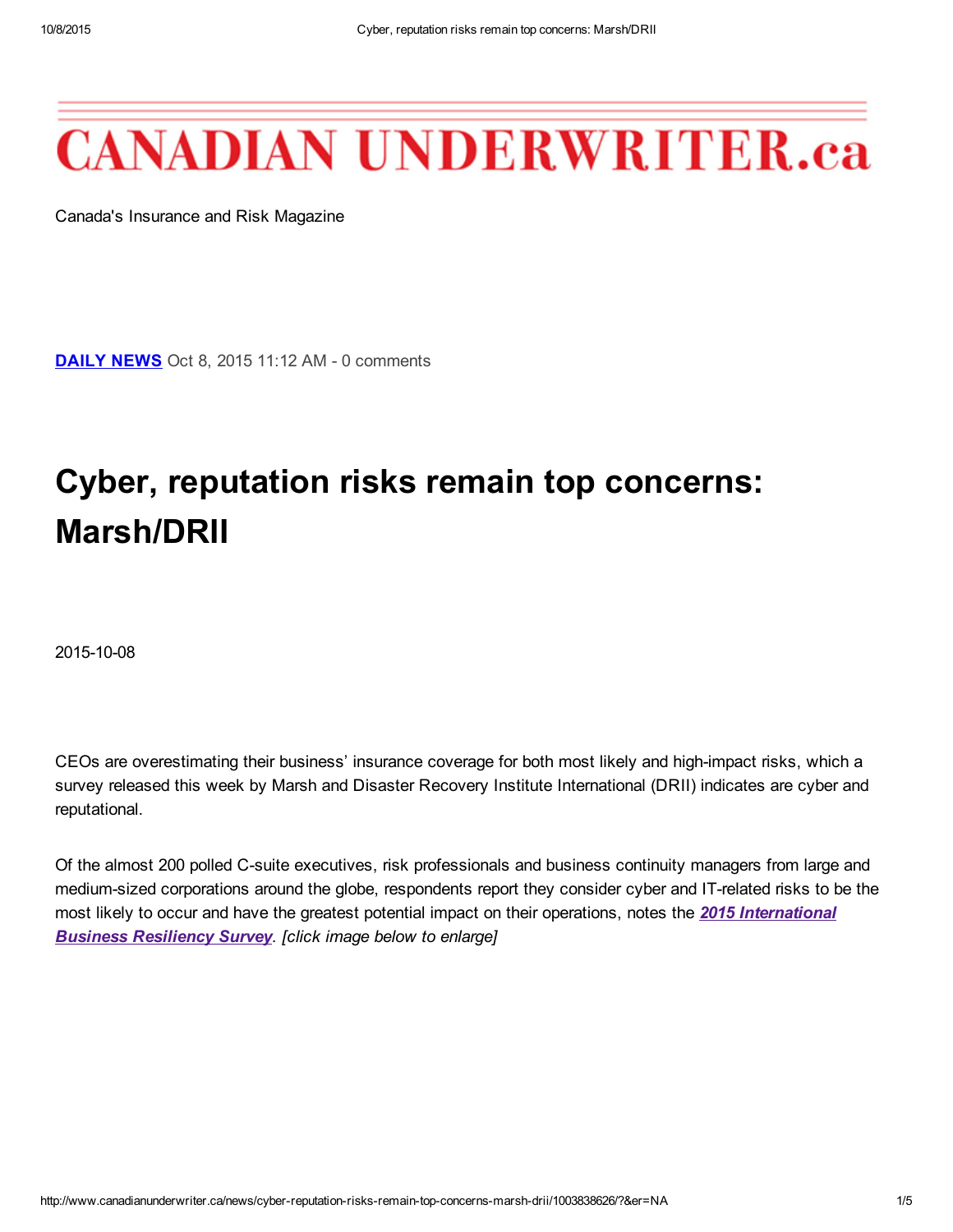# CANADIAN UNDERWRITER.ca

Canada's Insurance and Risk Magazine

**DAILY NEWS** Oct 8, 2015 11:12 AM - 0 comments

## Cyber, reputation risks remain top concerns: Marsh/DRII

2015-10-08

CEOs are overestimating their business' insurance coverage for both most likely and high-impact risks, which a survey released this week by Marsh and Disaster Recovery Institute International (DRII) indicates are cyber and reputational.

Of the almost 200 polled C-suite executives, risk professionals and business continuity managers from large and medium-sized corporations around the globe, respondents report they consider cyber and IT-related risks to be the most likely to occur and have the greatest potential impact on their operations, notes the ***2015 International Business Resiliency Survey***. *[click image below to enlarge]*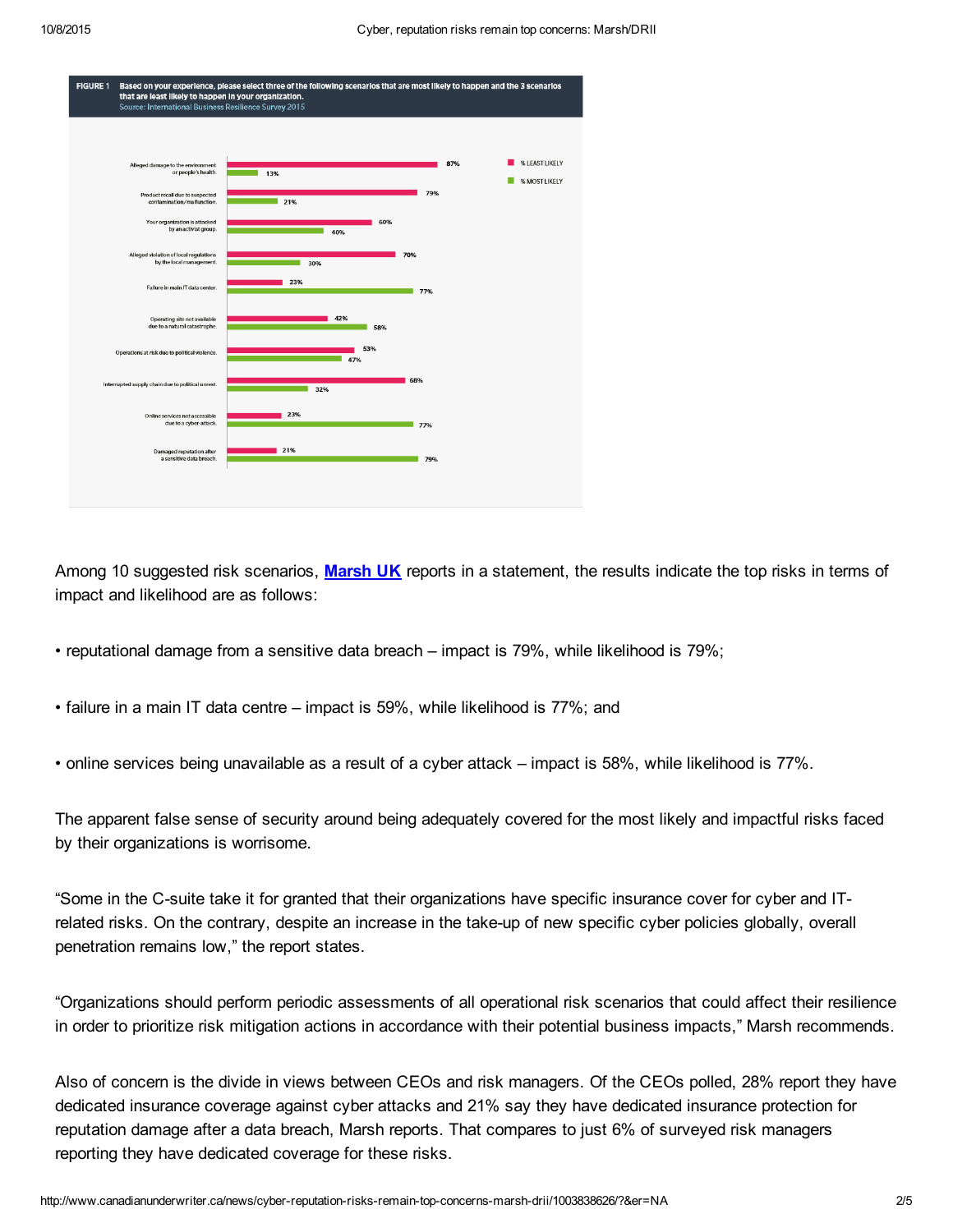**FIGURE 1** Based on your experience, please select three of the following scenarios that are most likely to happen and the 3 scenarios that are least likely to happen in your organization.
Source: International Business Resilience Survey 2015

| Scenario | % LEAST LIKELY | % MOST LIKELY |
| --- | --- | --- |
| Alleged damage to the environment or people's health. | 87% | 13% |
| Product recall due to suspected contamination/malfunction. | 79% | 21% |
| Your organization is attacked by an activist group. | 60% | 40% |
| Alleged violation of local regulations by the local management. | 70% | 30% |
| Failure in main IT data center. | 23% | 77% |
| Operating site not available due to a natural catastrophe. | 42% | 58% |
| Operations at risk due to political violence. | 53% | 47% |
| Interrupted supply chain due to political unrest. | 68% | 32% |
| Online services not accessible due to a cyber-attack. | 23% | 77% |
| Damaged reputation after a sensitive data breach. | 21% | 79% |

Among 10 suggested risk scenarios, **Marsh UK** reports in a statement, the results indicate the top risks in terms of impact and likelihood are as follows:

- reputational damage from a sensitive data breach – impact is 79%, while likelihood is 79%;
- failure in a main IT data centre – impact is 59%, while likelihood is 77%; and
- online services being unavailable as a result of a cyber attack – impact is 58%, while likelihood is 77%.

The apparent false sense of security around being adequately covered for the most likely and impactful risks faced by their organizations is worrisome.

"Some in the C-suite take it for granted that their organizations have specific insurance cover for cyber and IT-related risks. On the contrary, despite an increase in the take-up of new specific cyber policies globally, overall penetration remains low," the report states.

"Organizations should perform periodic assessments of all operational risk scenarios that could affect their resilience in order to prioritize risk mitigation actions in accordance with their potential business impacts," Marsh recommends.

Also of concern is the divide in views between CEOs and risk managers. Of the CEOs polled, 28% report they have dedicated insurance coverage against cyber attacks and 21% say they have dedicated insurance protection for reputation damage after a data breach, Marsh reports. That compares to just 6% of surveyed risk managers reporting they have dedicated coverage for these risks.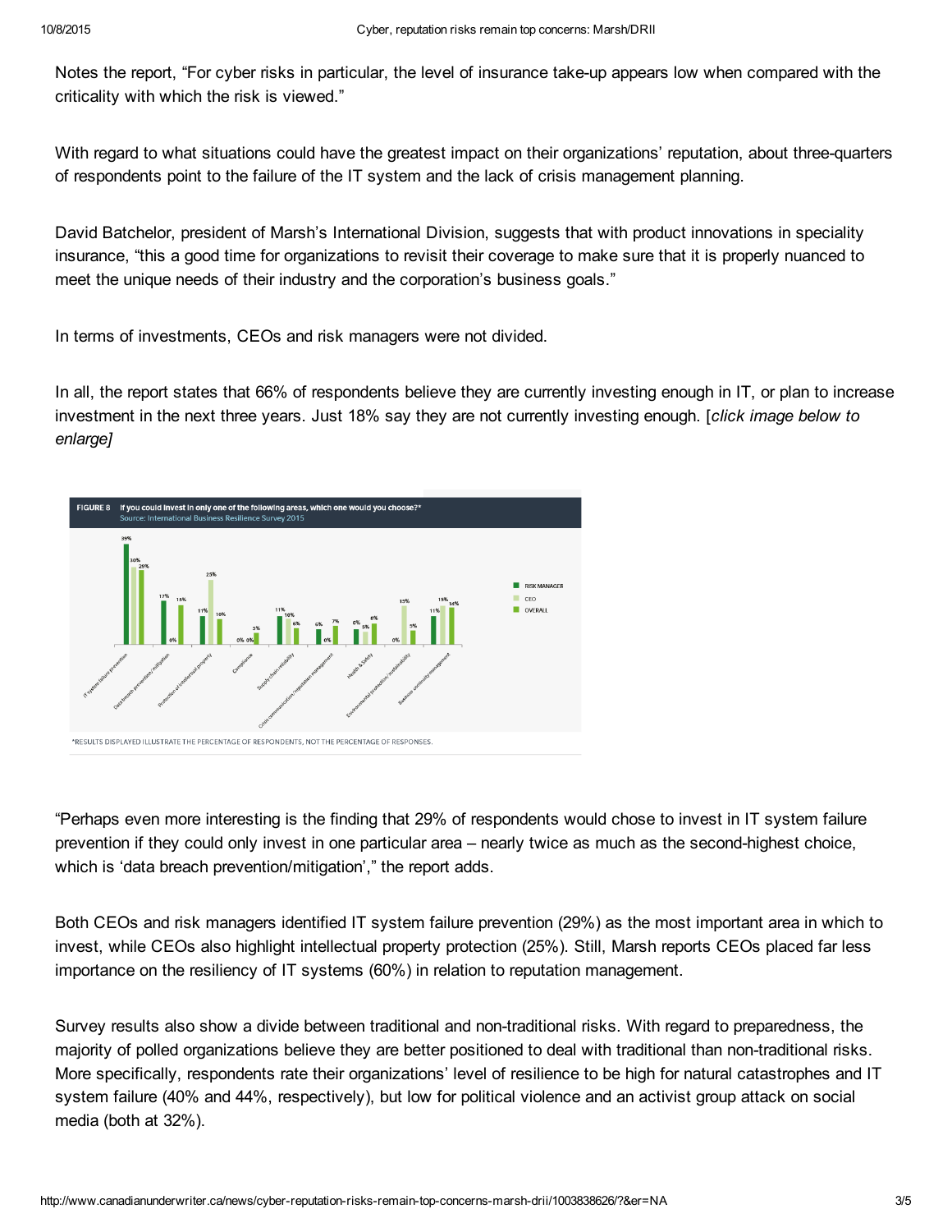Notes the report, "For cyber risks in particular, the level of insurance take-up appears low when compared with the criticality with which the risk is viewed."

With regard to what situations could have the greatest impact on their organizations' reputation, about three-quarters of respondents point to the failure of the IT system and the lack of crisis management planning.

David Batchelor, president of Marsh's International Division, suggests that with product innovations in speciality insurance, "this a good time for organizations to revisit their coverage to make sure that it is properly nuanced to meet the unique needs of their industry and the corporation's business goals."

In terms of investments, CEOs and risk managers were not divided.

In all, the report states that 66% of respondents believe they are currently investing enough in IT, or plan to increase investment in the next three years. Just 18% say they are not currently investing enough. [*click image below to enlarge]*

**FIGURE 8** If you could invest in only one of the following areas, which one would you choose?*
Source: International Business Resilience Survey 2015

| Area | Risk Manager | CEO | Overall |
| --- | --- | --- | --- |
| IT system failure prevention | 39% | 30% | 29% |
| Data breach prevention/mitigation | 17% | 0% | 15% |
| Protection of intellectual property | 11% | 25% | 10% |
| Compliance | 0% | 0% | 5% |
| Supply chain resiliency | 11% | 10% | 6% |
| Crisis communication/reputation management | 6% | 0% | 7% |
| Health & Safety | 6% | 5% | 8% |
| Environmental protection/sustainability | 0% | 15% | 5% |
| Business continuity management | 11% | 15% | 14% |

*RESULTS DISPLAYED ILLUSTRATE THE PERCENTAGE OF RESPONDENTS, NOT THE PERCENTAGE OF RESPONSES.

"Perhaps even more interesting is the finding that 29% of respondents would chose to invest in IT system failure prevention if they could only invest in one particular area – nearly twice as much as the second-highest choice, which is 'data breach prevention/mitigation'," the report adds.

Both CEOs and risk managers identified IT system failure prevention (29%) as the most important area in which to invest, while CEOs also highlight intellectual property protection (25%). Still, Marsh reports CEOs placed far less importance on the resiliency of IT systems (60%) in relation to reputation management.

Survey results also show a divide between traditional and non-traditional risks. With regard to preparedness, the majority of polled organizations believe they are better positioned to deal with traditional than non-traditional risks. More specifically, respondents rate their organizations' level of resilience to be high for natural catastrophes and IT system failure (40% and 44%, respectively), but low for political violence and an activist group attack on social media (both at 32%).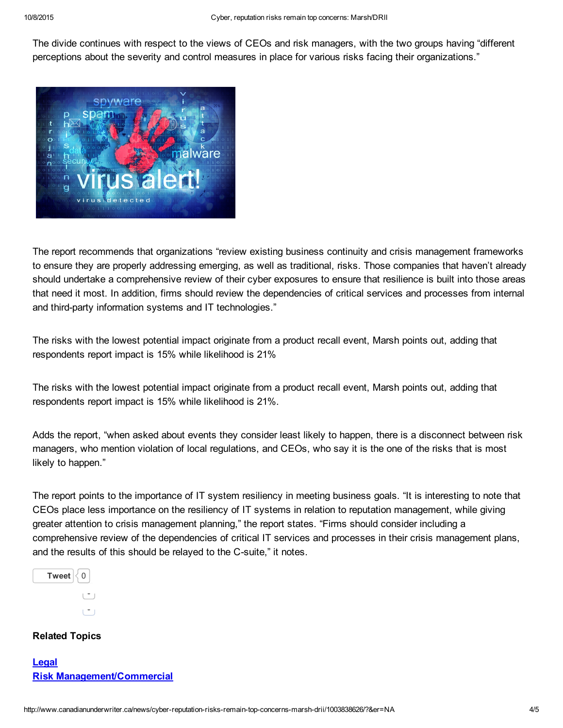The divide continues with respect to the views of CEOs and risk managers, with the two groups having "different perceptions about the severity and control measures in place for various risks facing their organizations."

The report recommends that organizations "review existing business continuity and crisis management frameworks to ensure they are properly addressing emerging, as well as traditional, risks. Those companies that haven't already should undertake a comprehensive review of their cyber exposures to ensure that resilience is built into those areas that need it most. In addition, firms should review the dependencies of critical services and processes from internal and third-party information systems and IT technologies."

The risks with the lowest potential impact originate from a product recall event, Marsh points out, adding that respondents report impact is 15% while likelihood is 21%

The risks with the lowest potential impact originate from a product recall event, Marsh points out, adding that respondents report impact is 15% while likelihood is 21%.

Adds the report, "when asked about events they consider least likely to happen, there is a disconnect between risk managers, who mention violation of local regulations, and CEOs, who say it is the one of the risks that is most likely to happen."

The report points to the importance of IT system resiliency in meeting business goals. "It is interesting to note that CEOs place less importance on the resiliency of IT systems in relation to reputation management, while giving greater attention to crisis management planning," the report states. "Firms should consider including a comprehensive review of the dependencies of critical IT services and processes in their crisis management plans, and the results of this should be relayed to the C-suite," it notes.

Tweet 0

**Related Topics**

[Legal]
[Risk Management/Commercial]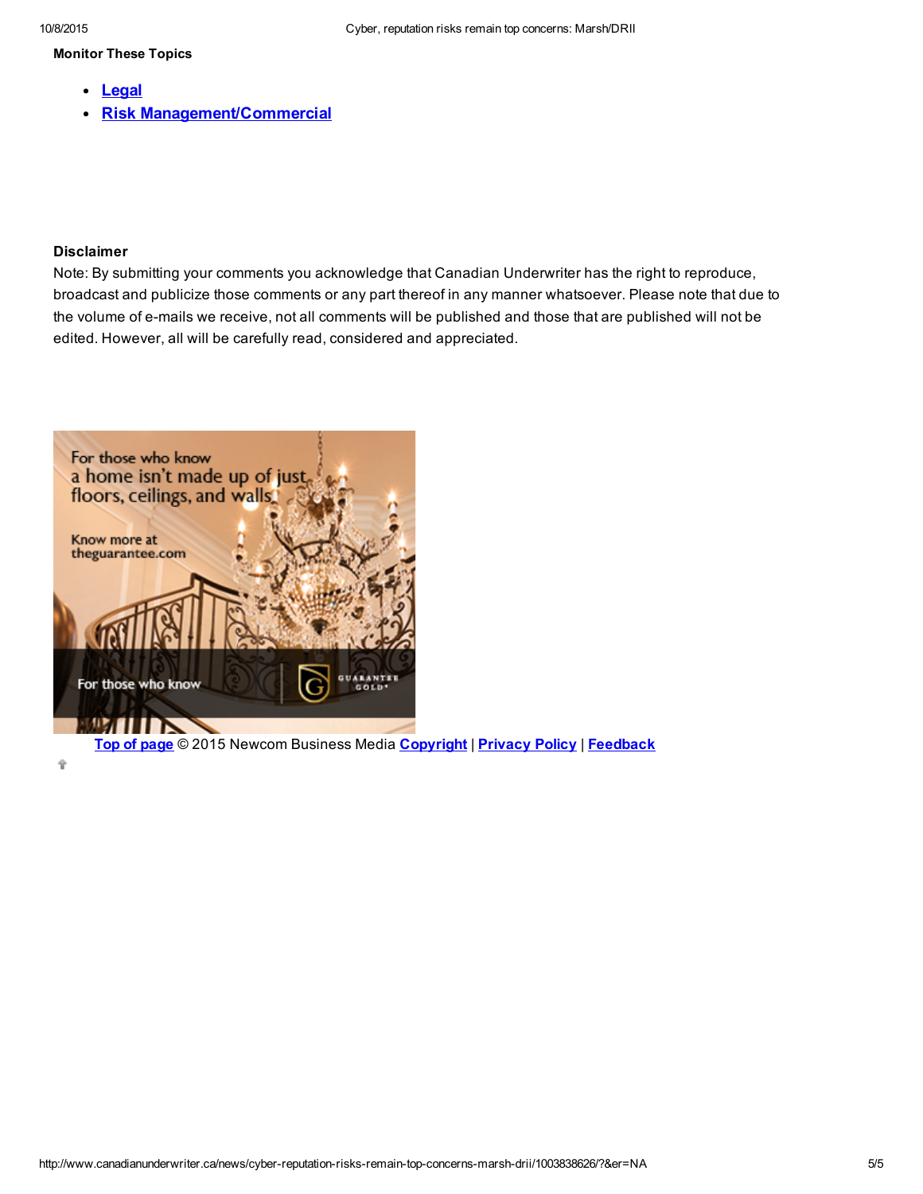**Monitor These Topics**

- Legal
- Risk Management/Commercial

**Disclaimer**

Note: By submitting your comments you acknowledge that Canadian Underwriter has the right to reproduce, broadcast and publicize those comments or any part thereof in any manner whatsoever. Please note that due to the volume of e-mails we receive, not all comments will be published and those that are published will not be edited. However, all will be carefully read, considered and appreciated.

Top of page © 2015 Newcom Business Media Copyright | Privacy Policy | Feedback